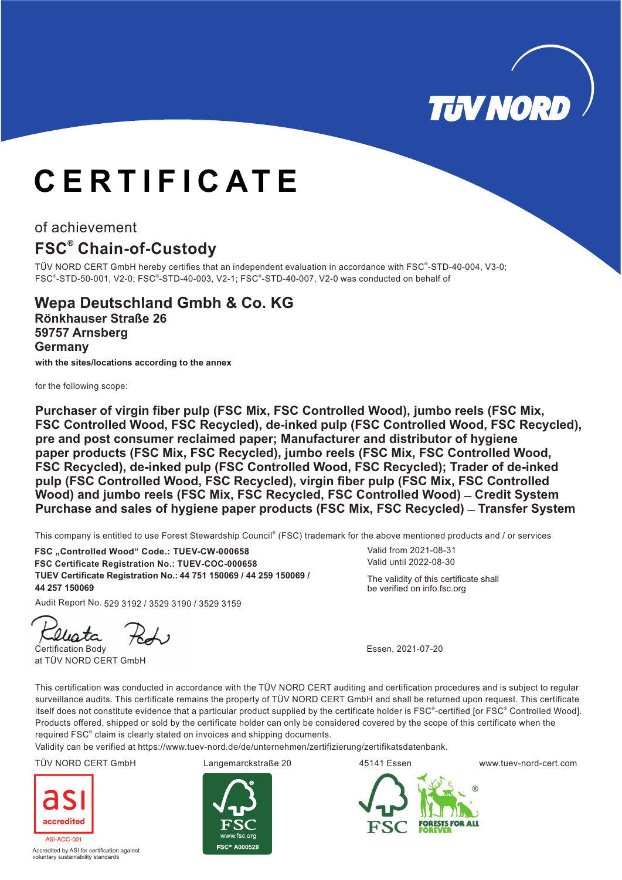TÜV NORD

# CERTIFICATE

of achievement

## FSC® Chain-of-Custody

TÜV NORD CERT GmbH hereby certifies that an independent evaluation in accordance with FSC®-STD-40-004, V3-0; FSC®-STD-50-001, V2-0; FSC®-STD-40-003, V2-1; FSC®-STD-40-007, V2-0 was conducted on behalf of

### Wepa Deutschland Gmbh & Co. KG
**Rönkhauser Straße 26**
**59757 Arnsberg**
**Germany**

**with the sites/locations according to the annex**

for the following scope:

**Purchaser of virgin fiber pulp (FSC Mix, FSC Controlled Wood), jumbo reels (FSC Mix, FSC Controlled Wood, FSC Recycled), de-inked pulp (FSC Controlled Wood, FSC Recycled), pre and post consumer reclaimed paper; Manufacturer and distributor of hygiene paper products (FSC Mix, FSC Recycled), jumbo reels (FSC Mix, FSC Controlled Wood, FSC Recycled), de-inked pulp (FSC Controlled Wood, FSC Recycled); Trader of de-inked pulp (FSC Controlled Wood, FSC Recycled), virgin fiber pulp (FSC Mix, FSC Controlled Wood) and jumbo reels (FSC Mix, FSC Recycled, FSC Controlled Wood) – Credit System Purchase and sales of hygiene paper products (FSC Mix, FSC Recycled) – Transfer System**

This company is entitled to use Forest Stewardship Council® (FSC) trademark for the above mentioned products and / or services

**FSC „Controlled Wood“ Code.: TUEV-CW-000658**
**FSC Certificate Registration No.: TUEV-COC-000658**
**TUEV Certificate Registration No.: 44 751 150069 / 44 259 150069 / 44 257 150069**

Audit Report No. 529 3192 / 3529 3190 / 3529 3159

Valid from 2021-08-31
Valid until 2022-08-30

The validity of this certificate shall be verified on info.fsc.org

Certification Body
at TÜV NORD CERT GmbH

Essen, 2021-07-20

This certification was conducted in accordance with the TÜV NORD CERT auditing and certification procedures and is subject to regular surveillance audits. This certificate remains the property of TÜV NORD CERT GmbH and shall be returned upon request. This certificate itself does not constitute evidence that a particular product supplied by the certificate holder is FSC®-certified [or FSC® Controlled Wood]. Products offered, shipped or sold by the certificate holder can only be considered covered by the scope of this certificate when the required FSC® claim is clearly stated on invoices and shipping documents.
Validity can be verified at https://www.tuev-nord.de/de/unternehmen/zertifizierung/zertifikatsdatenbank.

TÜV NORD CERT GmbH | Langemarckstraße 20 | 45141 Essen | www.tuev-nord-cert.com

asi accredited
ASI-ACC-021
Accredited by ASI for certification against voluntary sustainability standards

FSC www.fsc.org FSC® A000529

FSC FORESTS FOR ALL FOREVER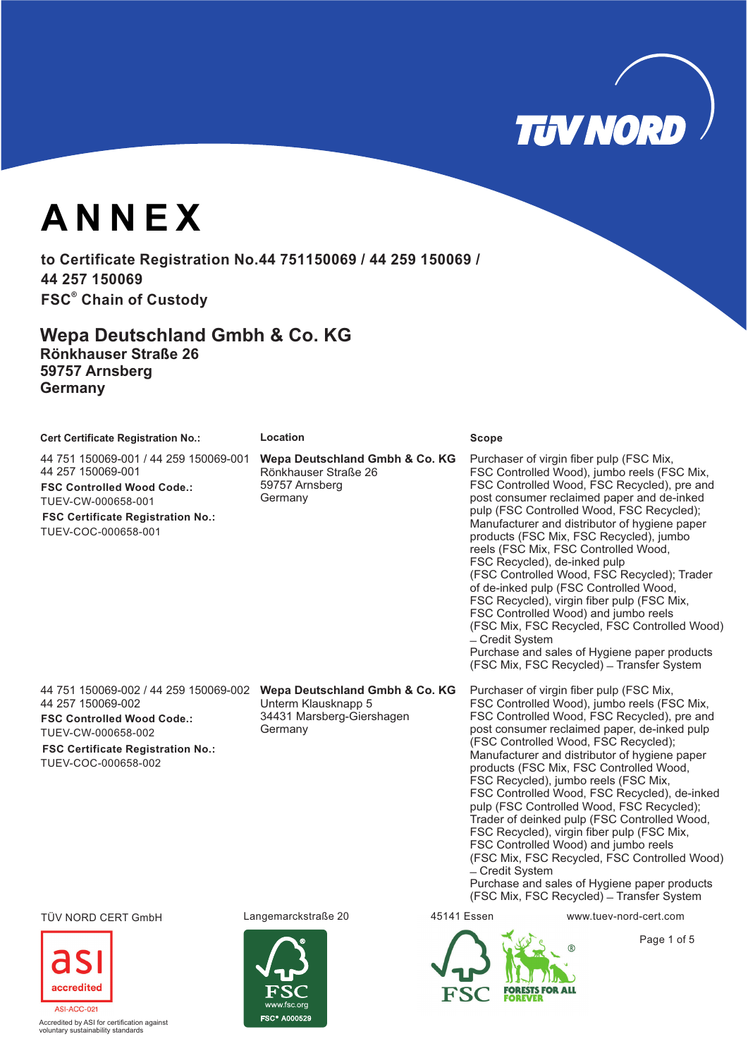# ANNEX

**to Certificate Registration No.44 751150069 / 44 259 150069 / 44 257 150069**
**FSC® Chain of Custody**

## Wepa Deutschland Gmbh & Co. KG

**Rönkhauser Straße 26**
**59757 Arnsberg**
**Germany**

| Cert Certificate Registration No.: | Location | Scope |
|---|---|---|
| 44 751 150069-001 / 44 259 150069-001 44 257 150069-001 **FSC Controlled Wood Code.:** TUEV-CW-000658-001 **FSC Certificate Registration No.:** TUEV-COC-000658-001 | **Wepa Deutschland Gmbh & Co. KG** Rönkhauser Straße 26 59757 Arnsberg Germany | Purchaser of virgin fiber pulp (FSC Mix, FSC Controlled Wood), jumbo reels (FSC Mix, FSC Controlled Wood, FSC Recycled), pre and post consumer reclaimed paper and de-inked pulp (FSC Controlled Wood, FSC Recycled); Manufacturer and distributor of hygiene paper products (FSC Mix, FSC Recycled), jumbo reels (FSC Mix, FSC Controlled Wood, FSC Recycled), de-inked pulp (FSC Controlled Wood, FSC Recycled); Trader of de-inked pulp (FSC Controlled Wood, FSC Recycled), virgin fiber pulp (FSC Mix, FSC Controlled Wood) and jumbo reels (FSC Mix, FSC Recycled, FSC Controlled Wood) – Credit System Purchase and sales of Hygiene paper products (FSC Mix, FSC Recycled) – Transfer System |
| 44 751 150069-002 / 44 259 150069-002 44 257 150069-002 **FSC Controlled Wood Code.:** TUEV-CW-000658-002 **FSC Certificate Registration No.:** TUEV-COC-000658-002 | **Wepa Deutschland Gmbh & Co. KG** Unterm Klausknapp 5 34431 Marsberg-Giershagen Germany | Purchaser of virgin fiber pulp (FSC Mix, FSC Controlled Wood), jumbo reels (FSC Mix, FSC Controlled Wood, FSC Recycled), pre and post consumer reclaimed paper, de-inked pulp (FSC Controlled Wood, FSC Recycled); Manufacturer and distributor of hygiene paper products (FSC Mix, FSC Controlled Wood, FSC Recycled), jumbo reels (FSC Mix, FSC Controlled Wood, FSC Recycled), de-inked pulp (FSC Controlled Wood, FSC Recycled); Trader of deinked pulp (FSC Controlled Wood, FSC Recycled), virgin fiber pulp (FSC Mix, FSC Controlled Wood) and jumbo reels (FSC Mix, FSC Recycled, FSC Controlled Wood) – Credit System Purchase and sales of Hygiene paper products (FSC Mix, FSC Recycled) – Transfer System |

TÜV NORD CERT GmbH Langemarckstraße 20 45141 Essen www.tuev-nord-cert.com

asi accredited ASI-ACC-021
Accredited by ASI for certification against voluntary sustainability standards

FSC www.fsc.org FSC® A000529

FSC FORESTS FOR ALL FOREVER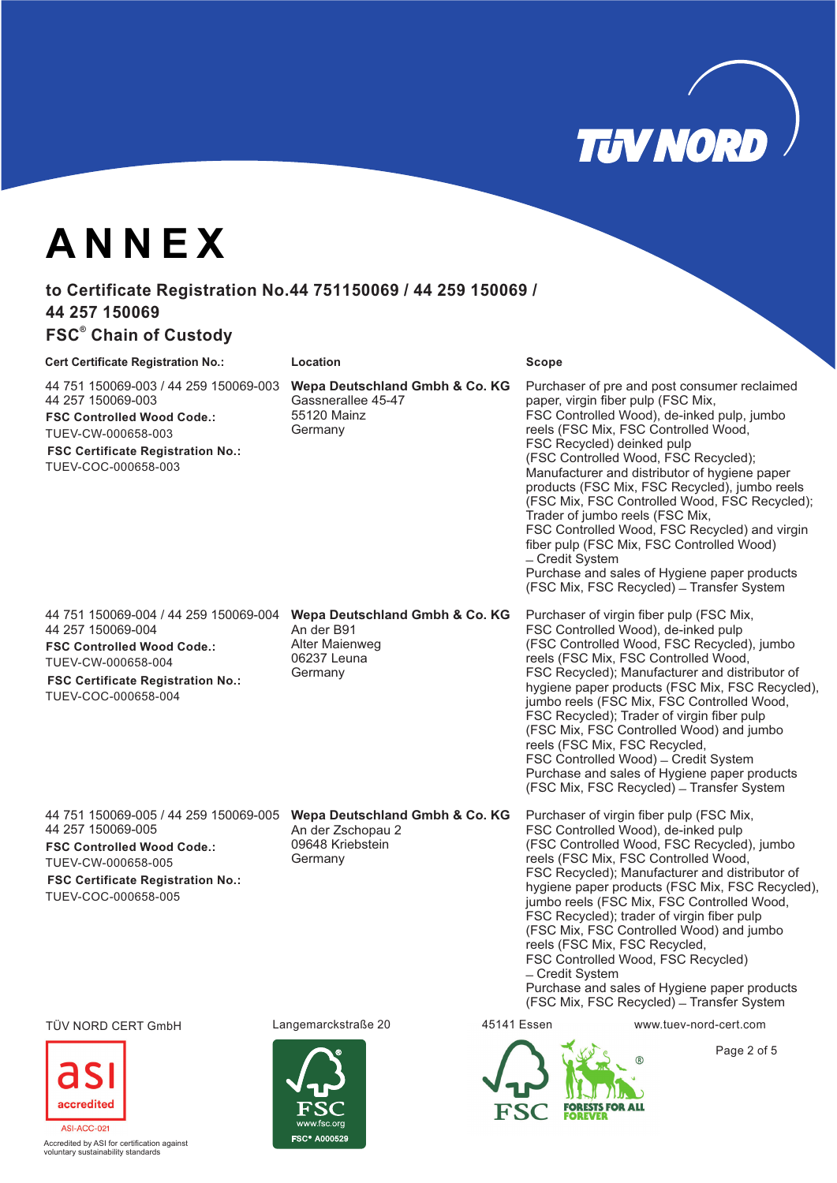# ANNEX

## to Certificate Registration No.44 751150069 / 44 259 150069 / 44 257 150069

## FSC® Chain of Custody

| Cert Certificate Registration No.: | Location | Scope |
|---|---|---|
| 44 751 150069-003 / 44 259 150069-003<br>44 257 150069-003<br>**FSC Controlled Wood Code.:**<br>TUEV-CW-000658-003<br>**FSC Certificate Registration No.:**<br>TUEV-COC-000658-003 | **Wepa Deutschland Gmbh & Co. KG**<br>Gassnerallee 45-47<br>55120 Mainz<br>Germany | Purchaser of pre and post consumer reclaimed paper, virgin fiber pulp (FSC Mix, FSC Controlled Wood), de-inked pulp, jumbo reels (FSC Mix, FSC Controlled Wood, FSC Recycled) deinked pulp (FSC Controlled Wood, FSC Recycled); Manufacturer and distributor of hygiene paper products (FSC Mix, FSC Recycled), jumbo reels (FSC Mix, FSC Controlled Wood, FSC Recycled); Trader of jumbo reels (FSC Mix, FSC Controlled Wood, FSC Recycled) and virgin fiber pulp (FSC Mix, FSC Controlled Wood) – Credit System<br>Purchase and sales of Hygiene paper products (FSC Mix, FSC Recycled) – Transfer System |
| 44 751 150069-004 / 44 259 150069-004<br>44 257 150069-004<br>**FSC Controlled Wood Code.:**<br>TUEV-CW-000658-004<br>**FSC Certificate Registration No.:**<br>TUEV-COC-000658-004 | **Wepa Deutschland Gmbh & Co. KG**<br>An der B91<br>Alter Maienweg<br>06237 Leuna<br>Germany | Purchaser of virgin fiber pulp (FSC Mix, FSC Controlled Wood), de-inked pulp (FSC Controlled Wood, FSC Recycled), jumbo reels (FSC Mix, FSC Controlled Wood, FSC Recycled); Manufacturer and distributor of hygiene paper products (FSC Mix, FSC Recycled), jumbo reels (FSC Mix, FSC Controlled Wood, FSC Recycled); Trader of virgin fiber pulp (FSC Mix, FSC Controlled Wood) and jumbo reels (FSC Mix, FSC Recycled, FSC Controlled Wood) – Credit System<br>Purchase and sales of Hygiene paper products (FSC Mix, FSC Recycled) – Transfer System |
| 44 751 150069-005 / 44 259 150069-005<br>44 257 150069-005<br>**FSC Controlled Wood Code.:**<br>TUEV-CW-000658-005<br>**FSC Certificate Registration No.:**<br>TUEV-COC-000658-005 | **Wepa Deutschland Gmbh & Co. KG**<br>An der Zschopau 2<br>09648 Kriebstein<br>Germany | Purchaser of virgin fiber pulp (FSC Mix, FSC Controlled Wood), de-inked pulp (FSC Controlled Wood, FSC Recycled), jumbo reels (FSC Mix, FSC Controlled Wood, FSC Recycled); Manufacturer and distributor of hygiene paper products (FSC Mix, FSC Recycled), jumbo reels (FSC Mix, FSC Controlled Wood, FSC Recycled); trader of virgin fiber pulp (FSC Mix, FSC Controlled Wood) and jumbo reels (FSC Mix, FSC Recycled, FSC Controlled Wood, FSC Recycled) – Credit System<br>Purchase and sales of Hygiene paper products (FSC Mix, FSC Recycled) – Transfer System |

TÜV NORD CERT GmbH Langemarckstraße 20 45141 Essen www.tuev-nord-cert.com

ASI-ACC-021
Accredited by ASI for certification against voluntary sustainability standards

FSC® A000529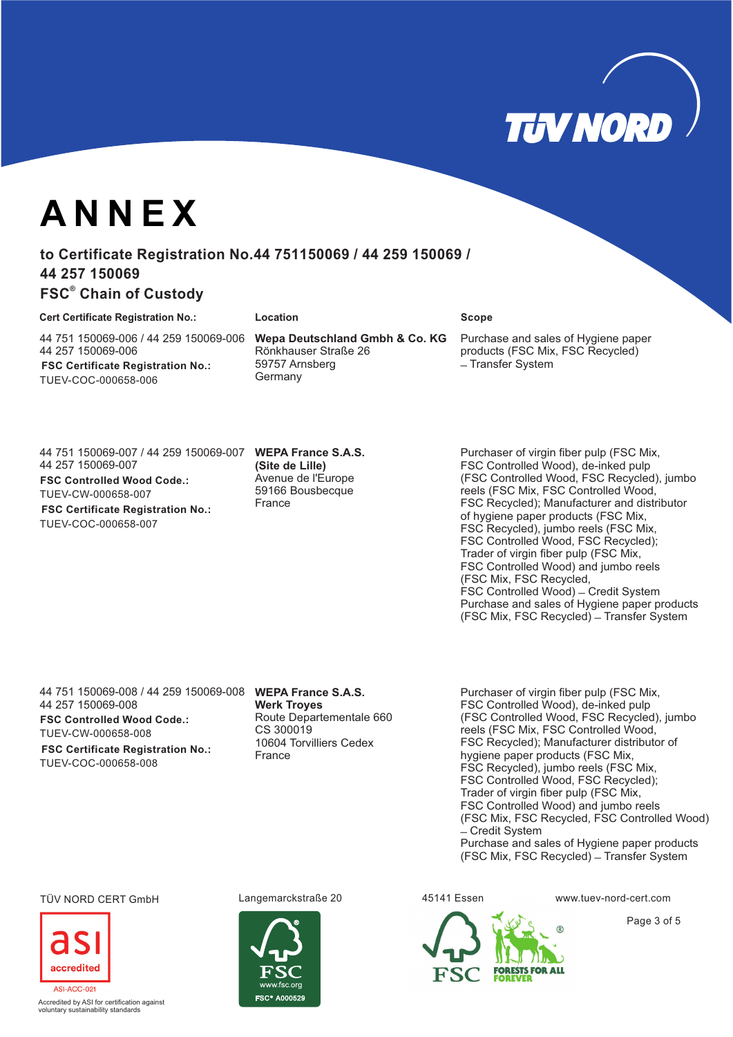# ANNEX

## to Certificate Registration No.44 751150069 / 44 259 150069 / 44 257 150069

## FSC® Chain of Custody

| Cert Certificate Registration No.: | Location | Scope |
|---|---|---|
| 44 751 150069-006 / 44 259 150069-006<br>44 257 150069-006<br>**FSC Certificate Registration No.:**<br>TUEV-COC-000658-006 | **Wepa Deutschland Gmbh & Co. KG**<br>Rönkhauser Straße 26<br>59757 Arnsberg<br>Germany | Purchase and sales of Hygiene paper products (FSC Mix, FSC Recycled) – Transfer System |
| 44 751 150069-007 / 44 259 150069-007<br>44 257 150069-007<br>**FSC Controlled Wood Code.:**<br>TUEV-CW-000658-007<br>**FSC Certificate Registration No.:**<br>TUEV-COC-000658-007 | **WEPA France S.A.S.**<br>**(Site de Lille)**<br>Avenue de l'Europe<br>59166 Bousbecque<br>France | Purchaser of virgin fiber pulp (FSC Mix, FSC Controlled Wood), de-inked pulp (FSC Controlled Wood, FSC Recycled), jumbo reels (FSC Mix, FSC Controlled Wood, FSC Recycled); Manufacturer and distributor of hygiene paper products (FSC Mix, FSC Recycled), jumbo reels (FSC Mix, FSC Controlled Wood, FSC Recycled); Trader of virgin fiber pulp (FSC Mix, FSC Controlled Wood) and jumbo reels (FSC Mix, FSC Recycled, FSC Controlled Wood) – Credit System<br>Purchase and sales of Hygiene paper products (FSC Mix, FSC Recycled) – Transfer System |
| 44 751 150069-008 / 44 259 150069-008<br>44 257 150069-008<br>**FSC Controlled Wood Code.:**<br>TUEV-CW-000658-008<br>**FSC Certificate Registration No.:**<br>TUEV-COC-000658-008 | **WEPA France S.A.S.**<br>**Werk Troyes**<br>Route Departementale 660<br>CS 300019<br>10604 Torvilliers Cedex<br>France | Purchaser of virgin fiber pulp (FSC Mix, FSC Controlled Wood), de-inked pulp (FSC Controlled Wood, FSC Recycled), jumbo reels (FSC Mix, FSC Controlled Wood, FSC Recycled); Manufacturer and distributor of hygiene paper products (FSC Mix, FSC Recycled), jumbo reels (FSC Mix, FSC Controlled Wood, FSC Recycled); Trader of virgin fiber pulp (FSC Mix, FSC Controlled Wood) and jumbo reels (FSC Mix, FSC Recycled, FSC Controlled Wood) – Credit System<br>Purchase and sales of Hygiene paper products (FSC Mix, FSC Recycled) – Transfer System |

TÜV NORD CERT GmbH Langemarckstraße 20 45141 Essen www.tuev-nord-cert.com

ASI-ACC-021

Accredited by ASI for certification against voluntary sustainability standards

FSC® A000529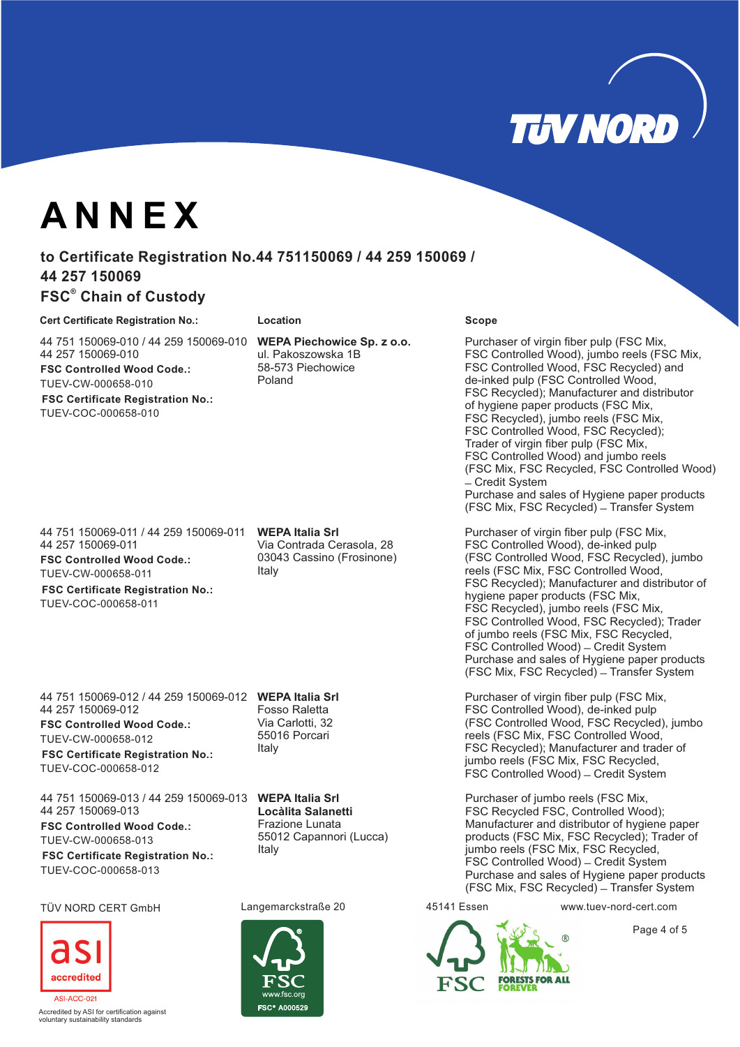# ANNEX

## to Certificate Registration No.44 751150069 / 44 259 150069 / 44 257 150069

## FSC® Chain of Custody

| Cert Certificate Registration No.: | Location | Scope |
|---|---|---|
| 44 751 150069-010 / 44 259 150069-010 44 257 150069-010 **FSC Controlled Wood Code.:** TUEV-CW-000658-010 **FSC Certificate Registration No.:** TUEV-COC-000658-010 | **WEPA Piechowice Sp. z o.o.** ul. Pakoszowska 1B 58-573 Piechowice Poland | Purchaser of virgin fiber pulp (FSC Mix, FSC Controlled Wood), jumbo reels (FSC Mix, FSC Controlled Wood, FSC Recycled) and de-inked pulp (FSC Controlled Wood, FSC Recycled); Manufacturer and distributor of hygiene paper products (FSC Mix, FSC Recycled), jumbo reels (FSC Mix, FSC Controlled Wood, FSC Recycled); Trader of virgin fiber pulp (FSC Mix, FSC Controlled Wood) and jumbo reels (FSC Mix, FSC Recycled, FSC Controlled Wood) – Credit System Purchase and sales of Hygiene paper products (FSC Mix, FSC Recycled) – Transfer System |
| 44 751 150069-011 / 44 259 150069-011 44 257 150069-011 **FSC Controlled Wood Code.:** TUEV-CW-000658-011 **FSC Certificate Registration No.:** TUEV-COC-000658-011 | **WEPA Italia Srl** Via Contrada Cerasola, 28 03043 Cassino (Frosinone) Italy | Purchaser of virgin fiber pulp (FSC Mix, FSC Controlled Wood), de-inked pulp (FSC Controlled Wood, FSC Recycled), jumbo reels (FSC Mix, FSC Controlled Wood, FSC Recycled); Manufacturer and distributor of hygiene paper products (FSC Mix, FSC Recycled), jumbo reels (FSC Mix, FSC Controlled Wood, FSC Recycled); Trader of jumbo reels (FSC Mix, FSC Recycled, FSC Controlled Wood) – Credit System Purchase and sales of Hygiene paper products (FSC Mix, FSC Recycled) – Transfer System |
| 44 751 150069-012 / 44 259 150069-012 44 257 150069-012 **FSC Controlled Wood Code.:** TUEV-CW-000658-012 **FSC Certificate Registration No.:** TUEV-COC-000658-012 | **WEPA Italia Srl** Fosso Raletta Via Carlotti, 32 55016 Porcari Italy | Purchaser of virgin fiber pulp (FSC Mix, FSC Controlled Wood), de-inked pulp (FSC Controlled Wood, FSC Recycled), jumbo reels (FSC Mix, FSC Controlled Wood, FSC Recycled); Manufacturer and trader of jumbo reels (FSC Mix, FSC Recycled, FSC Controlled Wood) – Credit System |
| 44 751 150069-013 / 44 259 150069-013 44 257 150069-013 **FSC Controlled Wood Code.:** TUEV-CW-000658-013 **FSC Certificate Registration No.:** TUEV-COC-000658-013 | **WEPA Italia Srl** **Locàlita Salanetti** Frazione Lunata 55012 Capannori (Lucca) Italy | Purchaser of jumbo reels (FSC Mix, FSC Recycled FSC, Controlled Wood); Manufacturer and distributor of hygiene paper products (FSC Mix, FSC Recycled); Trader of jumbo reels (FSC Mix, FSC Recycled, FSC Controlled Wood) – Credit System Purchase and sales of Hygiene paper products (FSC Mix, FSC Recycled) – Transfer System |

TÜV NORD CERT GmbH Langemarckstraße 20 45141 Essen www.tuev-nord-cert.com

asi accredited ASI-ACC-021

Accredited by ASI for certification against voluntary sustainability standards

FSC www.fsc.org FSC® A000529

FSC FORESTS FOR ALL FOREVER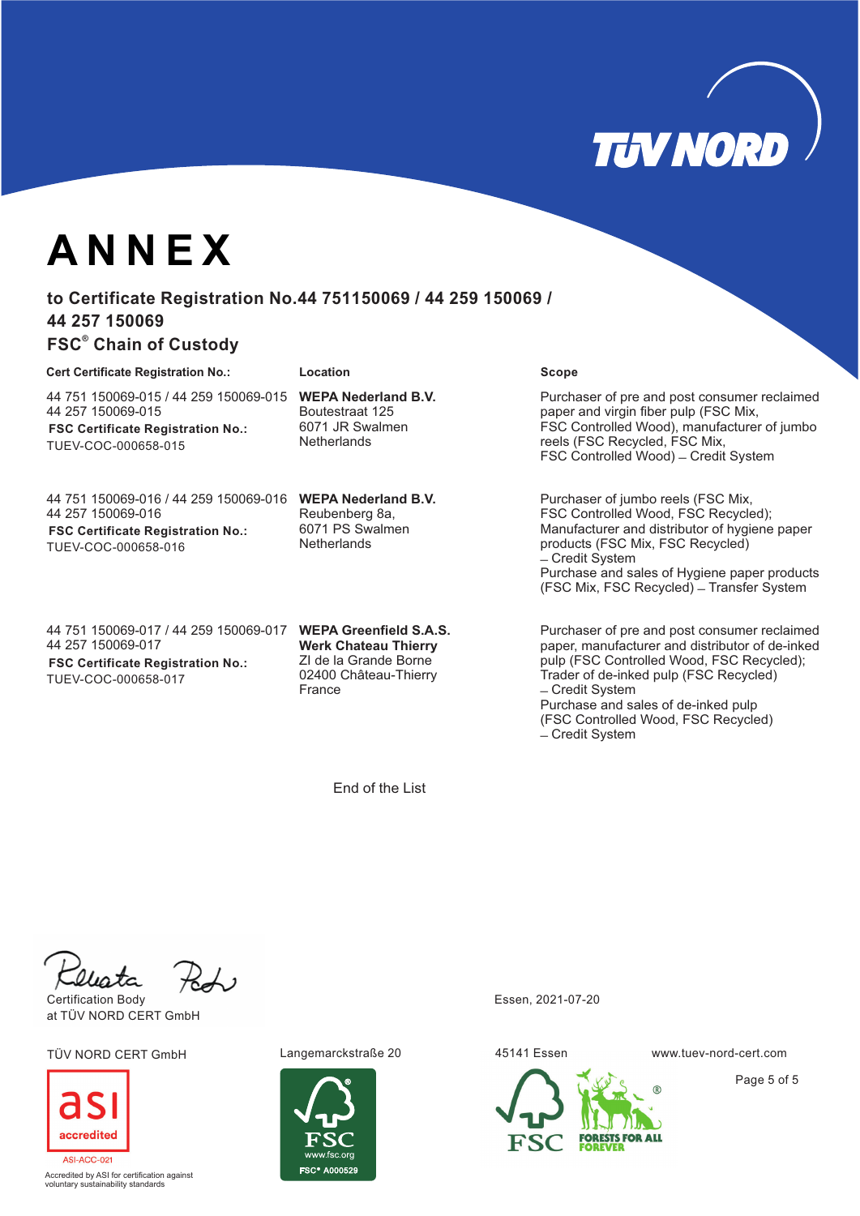# ANNEX

## to Certificate Registration No.44 751150069 / 44 259 150069 / 44 257 150069

## FSC® Chain of Custody

| Cert Certificate Registration No.: | Location | Scope |
|---|---|---|
| 44 751 150069-015 / 44 259 150069-015<br>44 257 150069-015<br>**FSC Certificate Registration No.:**<br>TUEV-COC-000658-015 | **WEPA Nederland B.V.**<br>Boutestraat 125<br>6071 JR Swalmen<br>Netherlands | Purchaser of pre and post consumer reclaimed paper and virgin fiber pulp (FSC Mix, FSC Controlled Wood), manufacturer of jumbo reels (FSC Recycled, FSC Mix, FSC Controlled Wood) – Credit System |
| 44 751 150069-016 / 44 259 150069-016<br>44 257 150069-016<br>**FSC Certificate Registration No.:**<br>TUEV-COC-000658-016 | **WEPA Nederland B.V.**<br>Reubenberg 8a,<br>6071 PS Swalmen<br>Netherlands | Purchaser of jumbo reels (FSC Mix, FSC Controlled Wood, FSC Recycled); Manufacturer and distributor of hygiene paper products (FSC Mix, FSC Recycled) – Credit System<br>Purchase and sales of Hygiene paper products (FSC Mix, FSC Recycled) – Transfer System |
| 44 751 150069-017 / 44 259 150069-017<br>44 257 150069-017<br>**FSC Certificate Registration No.:**<br>TUEV-COC-000658-017 | **WEPA Greenfield S.A.S.**<br>**Werk Chateau Thierry**<br>ZI de la Grande Borne<br>02400 Château-Thierry<br>France | Purchaser of pre and post consumer reclaimed paper, manufacturer and distributor of de-inked pulp (FSC Controlled Wood, FSC Recycled); Trader of de-inked pulp (FSC Recycled) – Credit System<br>Purchase and sales of de-inked pulp (FSC Controlled Wood, FSC Recycled) – Credit System |

End of the List

Certification Body
at TÜV NORD CERT GmbH

Essen, 2021-07-20

TÜV NORD CERT GmbH    Langemarckstraße 20    45141 Essen    www.tuev-nord-cert.com

asi accredited
ASI-ACC-021
Accredited by ASI for certification against voluntary sustainability standards

FSC www.fsc.org FSC® A000529

FSC FORESTS FOR ALL FOREVER